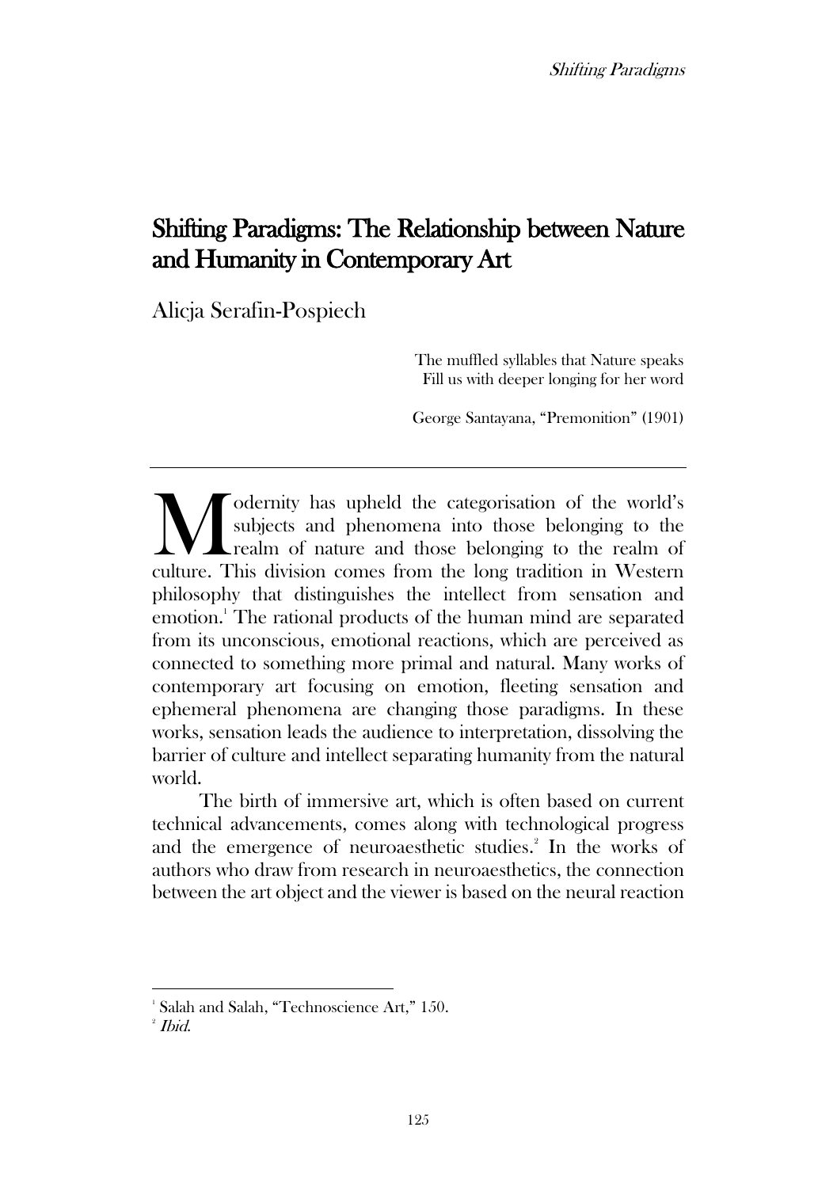# Shifting Paradigms: The Relationship between Nature and Humanity in Contemporary Art

Alicja Serafin-Pospiech

> The muffled syllables that Nature speaks
> Fill us with deeper longing for her word
>
> George Santayana, "Premonition" (1901)

---

Modernity has upheld the categorisation of the world's subjects and phenomena into those belonging to the realm of nature and those belonging to the realm of culture. This division comes from the long tradition in Western philosophy that distinguishes the intellect from sensation and emotion.[1] The rational products of the human mind are separated from its unconscious, emotional reactions, which are perceived as connected to something more primal and natural. Many works of contemporary art focusing on emotion, fleeting sensation and ephemeral phenomena are changing those paradigms. In these works, sensation leads the audience to interpretation, dissolving the barrier of culture and intellect separating humanity from the natural world.

The birth of immersive art, which is often based on current technical advancements, comes along with technological progress and the emergence of neuroaesthetic studies.[2] In the works of authors who draw from research in neuroaesthetics, the connection between the art object and the viewer is based on the neural reaction

---

[1] Salah and Salah, "Technoscience Art," 150.

[2] *Ibid.*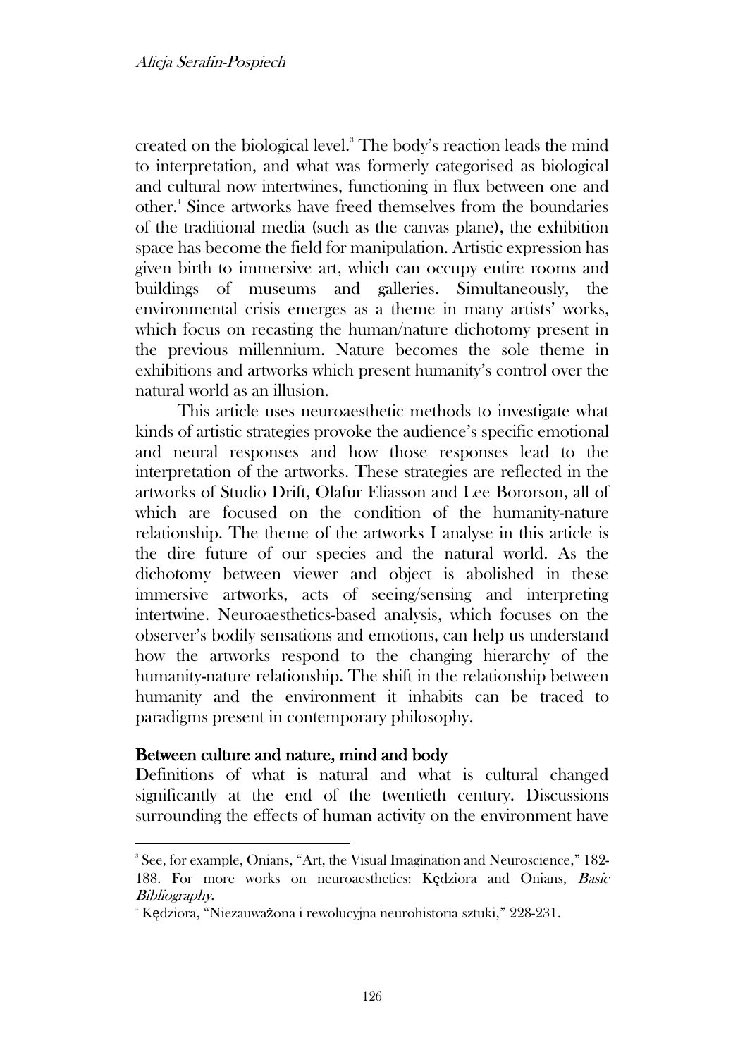created on the biological level.[3] The body's reaction leads the mind to interpretation, and what was formerly categorised as biological and cultural now intertwines, functioning in flux between one and other.[4] Since artworks have freed themselves from the boundaries of the traditional media (such as the canvas plane), the exhibition space has become the field for manipulation. Artistic expression has given birth to immersive art, which can occupy entire rooms and buildings of museums and galleries. Simultaneously, the environmental crisis emerges as a theme in many artists' works, which focus on recasting the human/nature dichotomy present in the previous millennium. Nature becomes the sole theme in exhibitions and artworks which present humanity's control over the natural world as an illusion.

This article uses neuroaesthetic methods to investigate what kinds of artistic strategies provoke the audience's specific emotional and neural responses and how those responses lead to the interpretation of the artworks. These strategies are reflected in the artworks of Studio Drift, Olafur Eliasson and Lee Bororson, all of which are focused on the condition of the humanity-nature relationship. The theme of the artworks I analyse in this article is the dire future of our species and the natural world. As the dichotomy between viewer and object is abolished in these immersive artworks, acts of seeing/sensing and interpreting intertwine. Neuroaesthetics-based analysis, which focuses on the observer's bodily sensations and emotions, can help us understand how the artworks respond to the changing hierarchy of the humanity-nature relationship. The shift in the relationship between humanity and the environment it inhabits can be traced to paradigms present in contemporary philosophy.

## Between culture and nature, mind and body

Definitions of what is natural and what is cultural changed significantly at the end of the twentieth century. Discussions surrounding the effects of human activity on the environment have

---

[3] See, for example, Onians, "Art, the Visual Imagination and Neuroscience," 182-188. For more works on neuroaesthetics: Kędziora and Onians, *Basic Bibliography*.

[4] Kędziora, "Niezauważona i rewolucyjna neurohistoria sztuki," 228-231.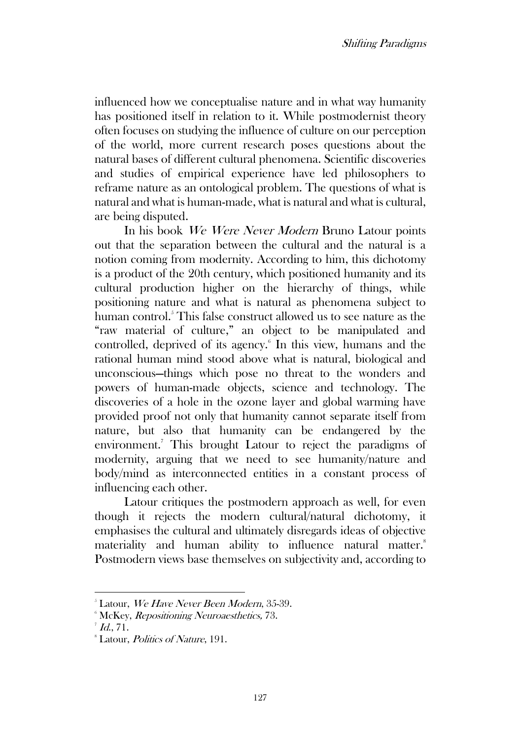influenced how we conceptualise nature and in what way humanity has positioned itself in relation to it. While postmodernist theory often focuses on studying the influence of culture on our perception of the world, more current research poses questions about the natural bases of different cultural phenomena. Scientific discoveries and studies of empirical experience have led philosophers to reframe nature as an ontological problem. The questions of what is natural and what is human-made, what is natural and what is cultural, are being disputed.

In his book *We Were Never Modern* Bruno Latour points out that the separation between the cultural and the natural is a notion coming from modernity. According to him, this dichotomy is a product of the 20th century, which positioned humanity and its cultural production higher on the hierarchy of things, while positioning nature and what is natural as phenomena subject to human control.[5] This false construct allowed us to see nature as the "raw material of culture," an object to be manipulated and controlled, deprived of its agency.[6] In this view, humans and the rational human mind stood above what is natural, biological and unconscious—things which pose no threat to the wonders and powers of human-made objects, science and technology. The discoveries of a hole in the ozone layer and global warming have provided proof not only that humanity cannot separate itself from nature, but also that humanity can be endangered by the environment.[7] This brought Latour to reject the paradigms of modernity, arguing that we need to see humanity/nature and body/mind as interconnected entities in a constant process of influencing each other.

Latour critiques the postmodern approach as well, for even though it rejects the modern cultural/natural dichotomy, it emphasises the cultural and ultimately disregards ideas of objective materiality and human ability to influence natural matter.[8] Postmodern views base themselves on subjectivity and, according to

---

[5] Latour, *We Have Never Been Modern*, 35-39.

[6] McKey, *Repositioning Neuroaesthetics,* 73.

[7] *Id.*, 71.

[8] Latour, *Politics of Nature*, 191.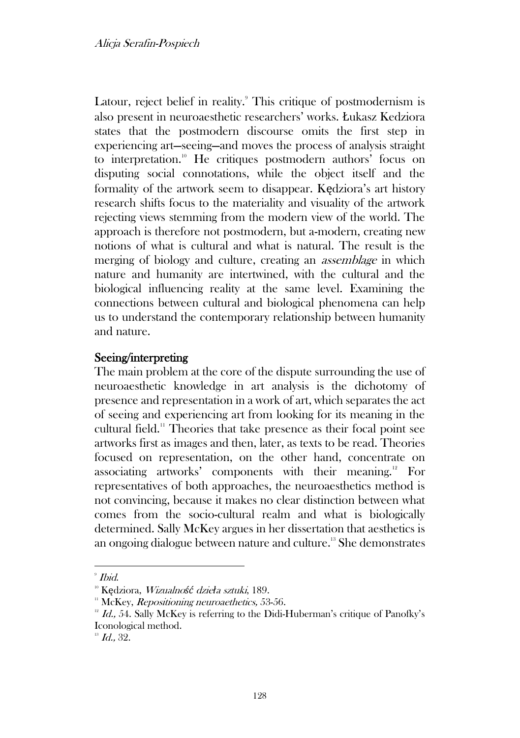Latour, reject belief in reality.[9] This critique of postmodernism is also present in neuroaesthetic researchers' works. Łukasz Kedziora states that the postmodern discourse omits the first step in experiencing art—seeing—and moves the process of analysis straight to interpretation.[10] He critiques postmodern authors' focus on disputing social connotations, while the object itself and the formality of the artwork seem to disappear. Kędziora's art history research shifts focus to the materiality and visuality of the artwork rejecting views stemming from the modern view of the world. The approach is therefore not postmodern, but a-modern, creating new notions of what is cultural and what is natural. The result is the merging of biology and culture, creating an *assemblage* in which nature and humanity are intertwined, with the cultural and the biological influencing reality at the same level. Examining the connections between cultural and biological phenomena can help us to understand the contemporary relationship between humanity and nature.

## Seeing/interpreting

The main problem at the core of the dispute surrounding the use of neuroaesthetic knowledge in art analysis is the dichotomy of presence and representation in a work of art, which separates the act of seeing and experiencing art from looking for its meaning in the cultural field.[11] Theories that take presence as their focal point see artworks first as images and then, later, as texts to be read. Theories focused on representation, on the other hand, concentrate on associating artworks' components with their meaning.[12] For representatives of both approaches, the neuroaesthetics method is not convincing, because it makes no clear distinction between what comes from the socio-cultural realm and what is biologically determined. Sally McKey argues in her dissertation that aesthetics is an ongoing dialogue between nature and culture.[13] She demonstrates

---

[9] *Ibid.*

[10] Kędziora, *Wizualność dzieła sztuki*, 189.

[11] McKey, *Repositioning neuroaethetics,* 53-56.

[12] *Id.,* 54. Sally McKey is referring to the Didi-Huberman's critique of Panofky's Iconological method.

[13] *Id.,* 32.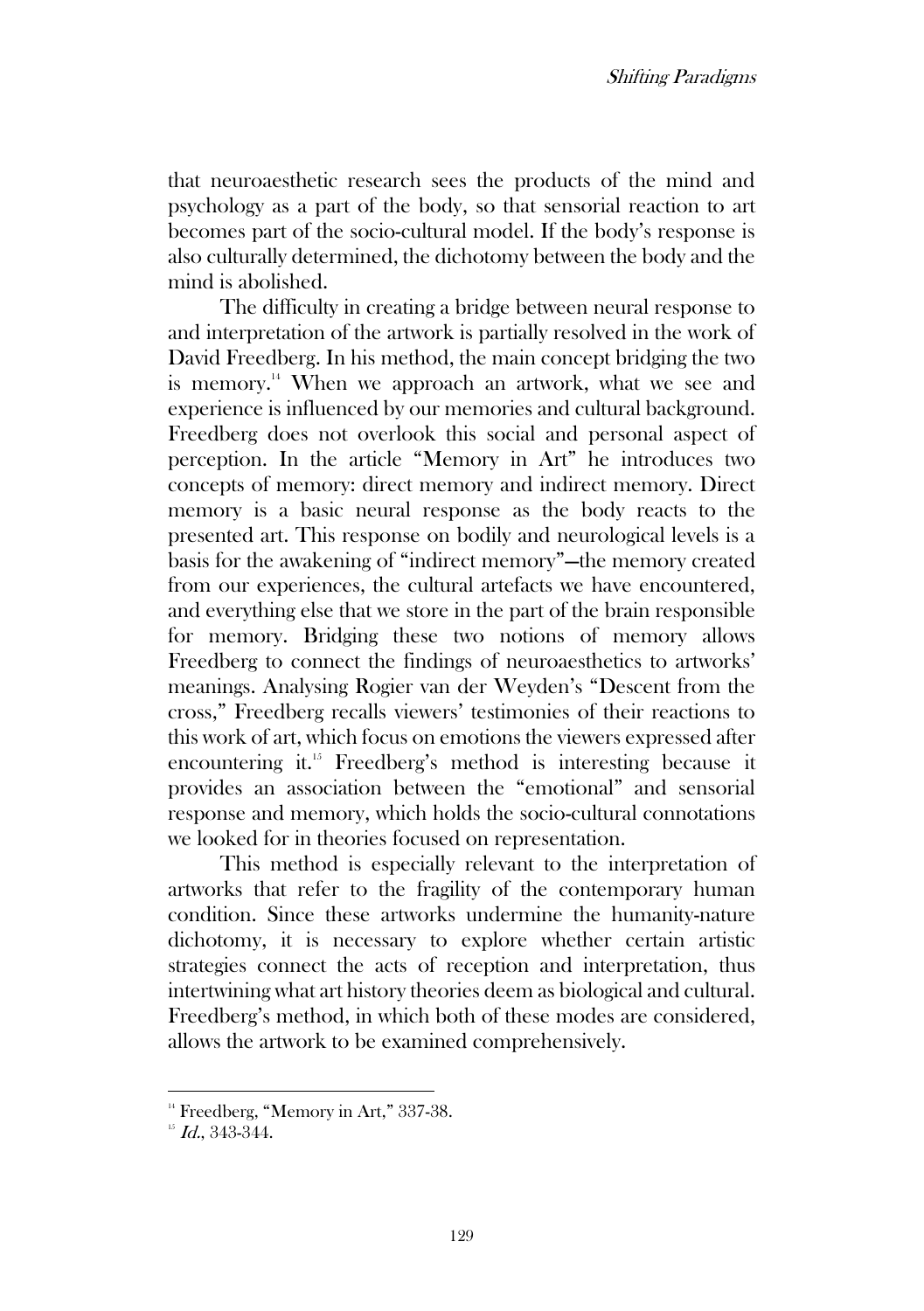that neuroaesthetic research sees the products of the mind and psychology as a part of the body, so that sensorial reaction to art becomes part of the socio-cultural model. If the body's response is also culturally determined, the dichotomy between the body and the mind is abolished.

The difficulty in creating a bridge between neural response to and interpretation of the artwork is partially resolved in the work of David Freedberg. In his method, the main concept bridging the two is memory.[14] When we approach an artwork, what we see and experience is influenced by our memories and cultural background. Freedberg does not overlook this social and personal aspect of perception. In the article "Memory in Art" he introduces two concepts of memory: direct memory and indirect memory. Direct memory is a basic neural response as the body reacts to the presented art. This response on bodily and neurological levels is a basis for the awakening of "indirect memory"—the memory created from our experiences, the cultural artefacts we have encountered, and everything else that we store in the part of the brain responsible for memory. Bridging these two notions of memory allows Freedberg to connect the findings of neuroaesthetics to artworks' meanings. Analysing Rogier van der Weyden's "Descent from the cross," Freedberg recalls viewers' testimonies of their reactions to this work of art, which focus on emotions the viewers expressed after encountering it.[15] Freedberg's method is interesting because it provides an association between the "emotional" and sensorial response and memory, which holds the socio-cultural connotations we looked for in theories focused on representation.

This method is especially relevant to the interpretation of artworks that refer to the fragility of the contemporary human condition. Since these artworks undermine the humanity-nature dichotomy, it is necessary to explore whether certain artistic strategies connect the acts of reception and interpretation, thus intertwining what art history theories deem as biological and cultural. Freedberg's method, in which both of these modes are considered, allows the artwork to be examined comprehensively.

---

[14] Freedberg, "Memory in Art," 337-38.

[15] *Id.*, 343-344.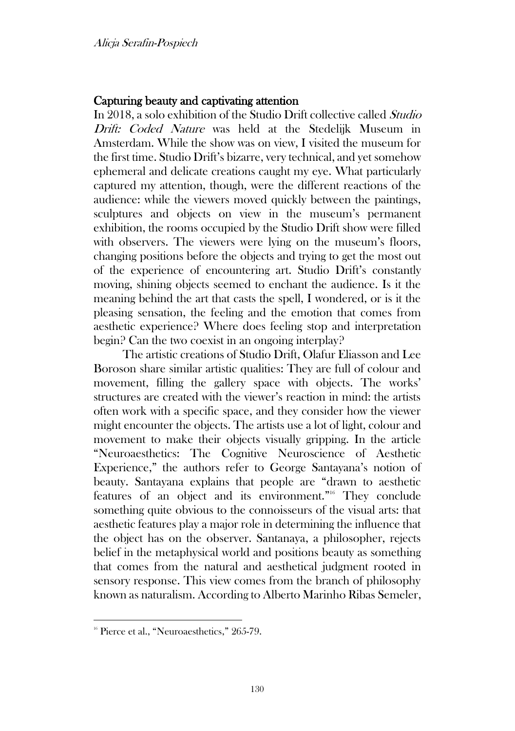## Capturing beauty and captivating attention

In 2018, a solo exhibition of the Studio Drift collective called *Studio Drift: Coded Nature* was held at the Stedelijk Museum in Amsterdam. While the show was on view, I visited the museum for the first time. Studio Drift's bizarre, very technical, and yet somehow ephemeral and delicate creations caught my eye. What particularly captured my attention, though, were the different reactions of the audience: while the viewers moved quickly between the paintings, sculptures and objects on view in the museum's permanent exhibition, the rooms occupied by the Studio Drift show were filled with observers. The viewers were lying on the museum's floors, changing positions before the objects and trying to get the most out of the experience of encountering art. Studio Drift's constantly moving, shining objects seemed to enchant the audience. Is it the meaning behind the art that casts the spell, I wondered, or is it the pleasing sensation, the feeling and the emotion that comes from aesthetic experience? Where does feeling stop and interpretation begin? Can the two coexist in an ongoing interplay?

The artistic creations of Studio Drift, Olafur Eliasson and Lee Boroson share similar artistic qualities: They are full of colour and movement, filling the gallery space with objects. The works' structures are created with the viewer's reaction in mind: the artists often work with a specific space, and they consider how the viewer might encounter the objects. The artists use a lot of light, colour and movement to make their objects visually gripping. In the article "Neuroaesthetics: The Cognitive Neuroscience of Aesthetic Experience," the authors refer to George Santayana's notion of beauty. Santayana explains that people are "drawn to aesthetic features of an object and its environment."[16] They conclude something quite obvious to the connoisseurs of the visual arts: that aesthetic features play a major role in determining the influence that the object has on the observer. Santanaya, a philosopher, rejects belief in the metaphysical world and positions beauty as something that comes from the natural and aesthetical judgment rooted in sensory response. This view comes from the branch of philosophy known as naturalism. According to Alberto Marinho Ribas Semeler,

---

[16] Pierce et al., "Neuroaesthetics," 265-79.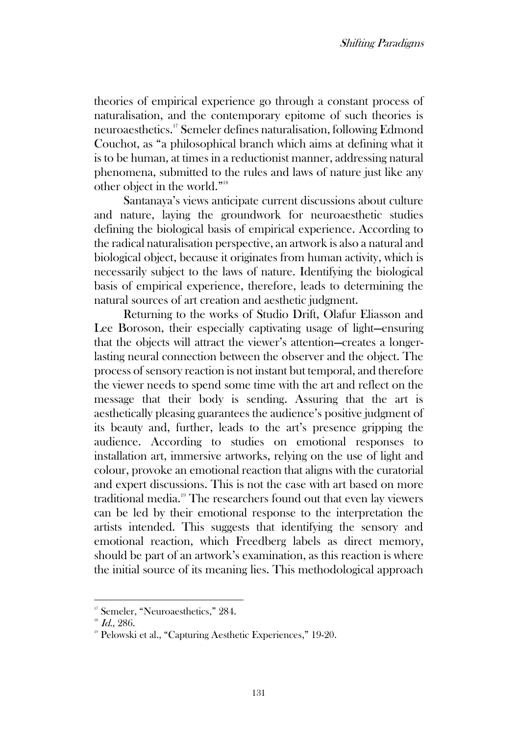theories of empirical experience go through a constant process of naturalisation, and the contemporary epitome of such theories is neuroaesthetics.[17] Semeler defines naturalisation, following Edmond Couchot, as "a philosophical branch which aims at defining what it is to be human, at times in a reductionist manner, addressing natural phenomena, submitted to the rules and laws of nature just like any other object in the world."[18]

Santanaya's views anticipate current discussions about culture and nature, laying the groundwork for neuroaesthetic studies defining the biological basis of empirical experience. According to the radical naturalisation perspective, an artwork is also a natural and biological object, because it originates from human activity, which is necessarily subject to the laws of nature. Identifying the biological basis of empirical experience, therefore, leads to determining the natural sources of art creation and aesthetic judgment.

Returning to the works of Studio Drift, Olafur Eliasson and Lee Boroson, their especially captivating usage of light—ensuring that the objects will attract the viewer's attention—creates a longer-lasting neural connection between the observer and the object. The process of sensory reaction is not instant but temporal, and therefore the viewer needs to spend some time with the art and reflect on the message that their body is sending. Assuring that the art is aesthetically pleasing guarantees the audience's positive judgment of its beauty and, further, leads to the art's presence gripping the audience. According to studies on emotional responses to installation art, immersive artworks, relying on the use of light and colour, provoke an emotional reaction that aligns with the curatorial and expert discussions. This is not the case with art based on more traditional media.[19] The researchers found out that even lay viewers can be led by their emotional response to the interpretation the artists intended. This suggests that identifying the sensory and emotional reaction, which Freedberg labels as direct memory, should be part of an artwork's examination, as this reaction is where the initial source of its meaning lies. This methodological approach

---

[17] Semeler, "Neuroaesthetics," 284.

[18] *Id.*, 286.

[19] Pelowski et al., "Capturing Aesthetic Experiences," 19-20.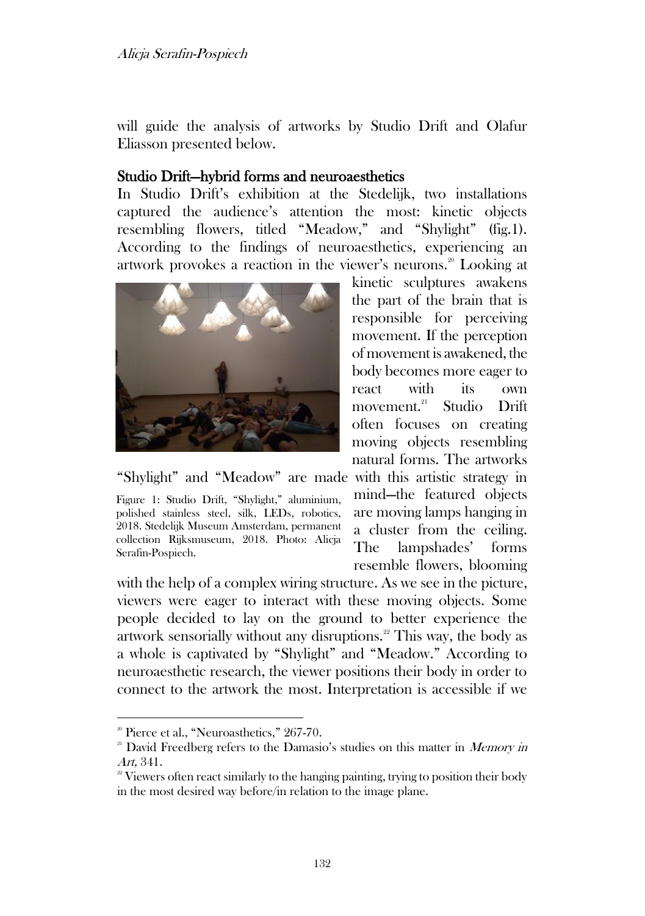will guide the analysis of artworks by Studio Drift and Olafur Eliasson presented below.

## Studio Drift—hybrid forms and neuroaesthetics

In Studio Drift's exhibition at the Stedelijk, two installations captured the audience's attention the most: kinetic objects resembling flowers, titled "Meadow," and "Shylight" (fig.1). According to the findings of neuroaesthetics, experiencing an artwork provokes a reaction in the viewer's neurons.[20] Looking at kinetic sculptures awakens the part of the brain that is responsible for perceiving movement. If the perception of movement is awakened, the body becomes more eager to react with its own movement.[21] Studio Drift often focuses on creating moving objects resembling natural forms. The artworks "Shylight" and "Meadow" are made with this artistic strategy in mind—the featured objects are moving lamps hanging in a cluster from the ceiling. The lampshades' forms resemble flowers, blooming with the help of a complex wiring structure. As we see in the picture, viewers were eager to interact with these moving objects. Some people decided to lay on the ground to better experience the artwork sensorially without any disruptions.[22] This way, the body as a whole is captivated by "Shylight" and "Meadow." According to neuroaesthetic research, the viewer positions their body in order to connect to the artwork the most. Interpretation is accessible if we

Figure 1: Studio Drift, "Shylight," aluminium, polished stainless steel, silk, LEDs, robotics, 2018. Stedelijk Museum Amsterdam, permanent collection Rijksmuseum, 2018. Photo: Alicja Serafin-Pospiech.

---

[20] Pierce et al., "Neuroasthetics," 267-70.

[21] David Freedberg refers to the Damasio's studies on this matter in *Memory in Art,* 341.

[22] Viewers often react similarly to the hanging painting, trying to position their body in the most desired way before/in relation to the image plane.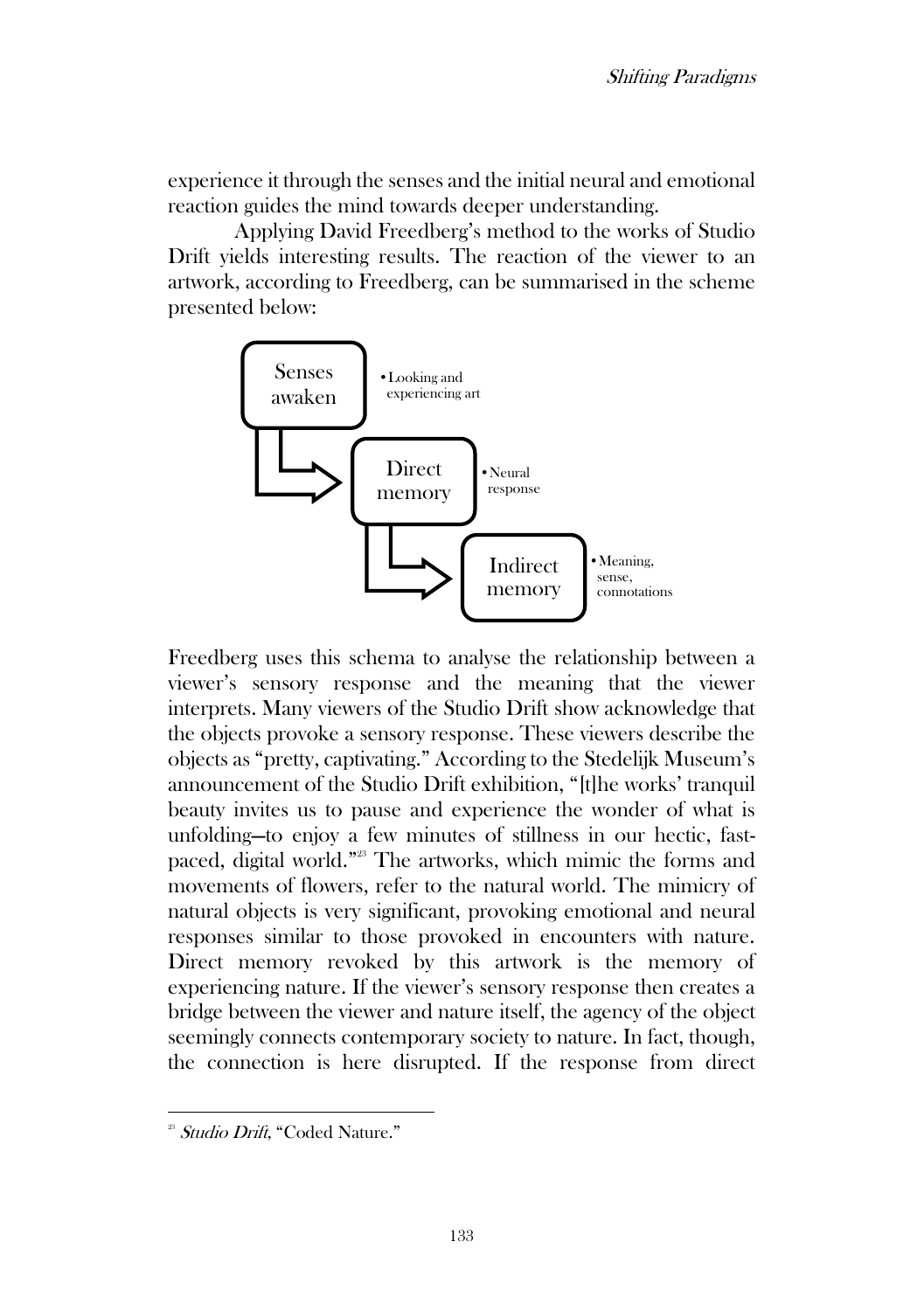experience it through the senses and the initial neural and emotional reaction guides the mind towards deeper understanding.

Applying David Freedberg's method to the works of Studio Drift yields interesting results. The reaction of the viewer to an artwork, according to Freedberg, can be summarised in the scheme presented below:

- **Senses awaken** — Looking and experiencing art
- **Direct memory** — Neural response
- **Indirect memory** — Meaning, sense, connotations

Freedberg uses this schema to analyse the relationship between a viewer's sensory response and the meaning that the viewer interprets. Many viewers of the Studio Drift show acknowledge that the objects provoke a sensory response. These viewers describe the objects as "pretty, captivating." According to the Stedelijk Museum's announcement of the Studio Drift exhibition, "[t]he works' tranquil beauty invites us to pause and experience the wonder of what is unfolding—to enjoy a few minutes of stillness in our hectic, fast-paced, digital world."[23] The artworks, which mimic the forms and movements of flowers, refer to the natural world. The mimicry of natural objects is very significant, provoking emotional and neural responses similar to those provoked in encounters with nature. Direct memory revoked by this artwork is the memory of experiencing nature. If the viewer's sensory response then creates a bridge between the viewer and nature itself, the agency of the object seemingly connects contemporary society to nature. In fact, though, the connection is here disrupted. If the response from direct

---

[23] *Studio Drift*, "Coded Nature."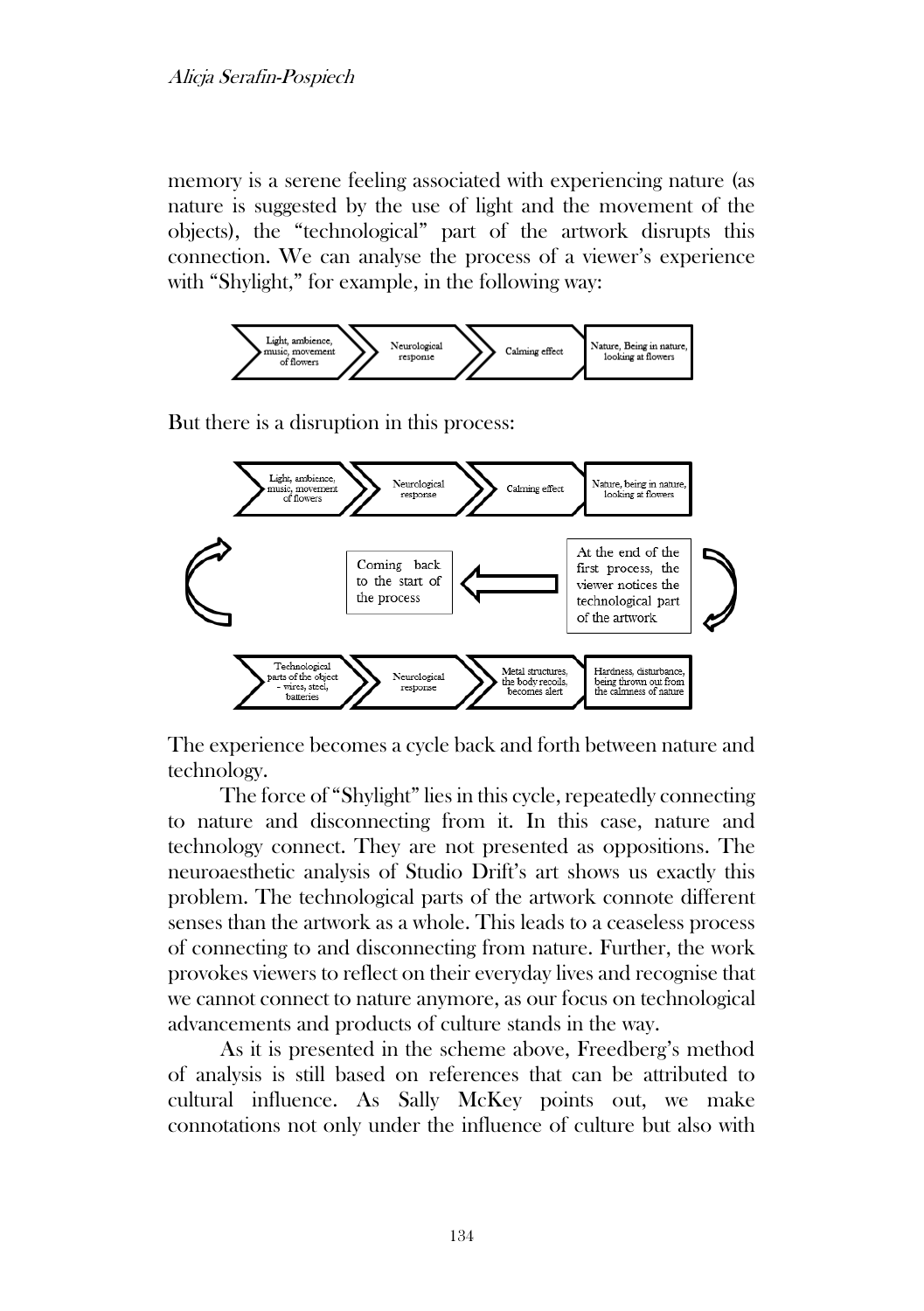memory is a serene feeling associated with experiencing nature (as nature is suggested by the use of light and the movement of the objects), the "technological" part of the artwork disrupts this connection. We can analyse the process of a viewer's experience with "Shylight," for example, in the following way:

Light, ambience, music, movement of flowers → Neurological response → Calming effect → Nature, Being in nature, looking at flowers

But there is a disruption in this process:

Light, ambience, music, movement of flowers → Neurological response → Calming effect → Nature, being in nature, looking at flowers

At the end of the first process, the viewer notices the technological part of the artwork → Coming back to the start of the process

Technological parts of the object - wires, steel, batteries → Neurological response → Metal structures, the body recoils, becomes alert → Hardness, disturbance, being thrown out from the calmness of nature

The experience becomes a cycle back and forth between nature and technology.

The force of "Shylight" lies in this cycle, repeatedly connecting to nature and disconnecting from it. In this case, nature and technology connect. They are not presented as oppositions. The neuroaesthetic analysis of Studio Drift's art shows us exactly this problem. The technological parts of the artwork connote different senses than the artwork as a whole. This leads to a ceaseless process of connecting to and disconnecting from nature. Further, the work provokes viewers to reflect on their everyday lives and recognise that we cannot connect to nature anymore, as our focus on technological advancements and products of culture stands in the way.

As it is presented in the scheme above, Freedberg's method of analysis is still based on references that can be attributed to cultural influence. As Sally McKey points out, we make connotations not only under the influence of culture but also with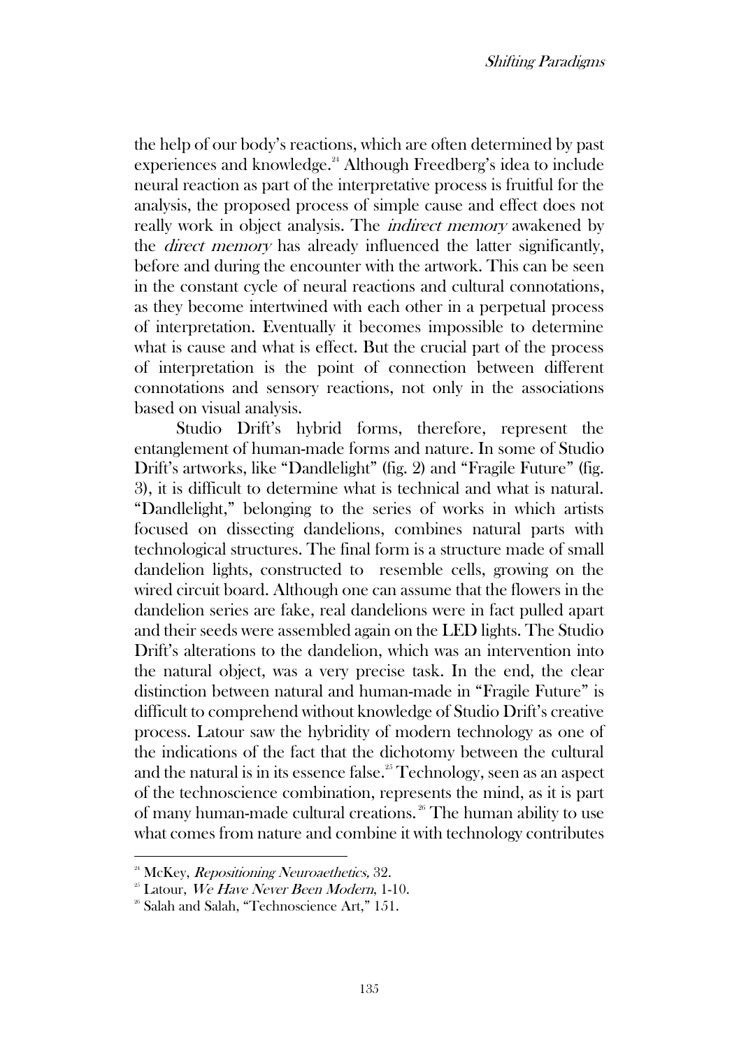the help of our body's reactions, which are often determined by past experiences and knowledge.[24] Although Freedberg's idea to include neural reaction as part of the interpretative process is fruitful for the analysis, the proposed process of simple cause and effect does not really work in object analysis. The *indirect memory* awakened by the *direct memory* has already influenced the latter significantly, before and during the encounter with the artwork. This can be seen in the constant cycle of neural reactions and cultural connotations, as they become intertwined with each other in a perpetual process of interpretation. Eventually it becomes impossible to determine what is cause and what is effect. But the crucial part of the process of interpretation is the point of connection between different connotations and sensory reactions, not only in the associations based on visual analysis.

Studio Drift's hybrid forms, therefore, represent the entanglement of human-made forms and nature. In some of Studio Drift's artworks, like "Dandlelight" (fig. 2) and "Fragile Future" (fig. 3), it is difficult to determine what is technical and what is natural. "Dandlelight," belonging to the series of works in which artists focused on dissecting dandelions, combines natural parts with technological structures. The final form is a structure made of small dandelion lights, constructed to resemble cells, growing on the wired circuit board. Although one can assume that the flowers in the dandelion series are fake, real dandelions were in fact pulled apart and their seeds were assembled again on the LED lights. The Studio Drift's alterations to the dandelion, which was an intervention into the natural object, was a very precise task. In the end, the clear distinction between natural and human-made in "Fragile Future" is difficult to comprehend without knowledge of Studio Drift's creative process. Latour saw the hybridity of modern technology as one of the indications of the fact that the dichotomy between the cultural and the natural is in its essence false.[25] Technology, seen as an aspect of the technoscience combination, represents the mind, as it is part of many human-made cultural creations.[26] The human ability to use what comes from nature and combine it with technology contributes

---

[24] McKey, *Repositioning Neuroaethetics,* 32.

[25] Latour, *We Have Never Been Modern*, 1-10.

[26] Salah and Salah, "Technoscience Art," 151.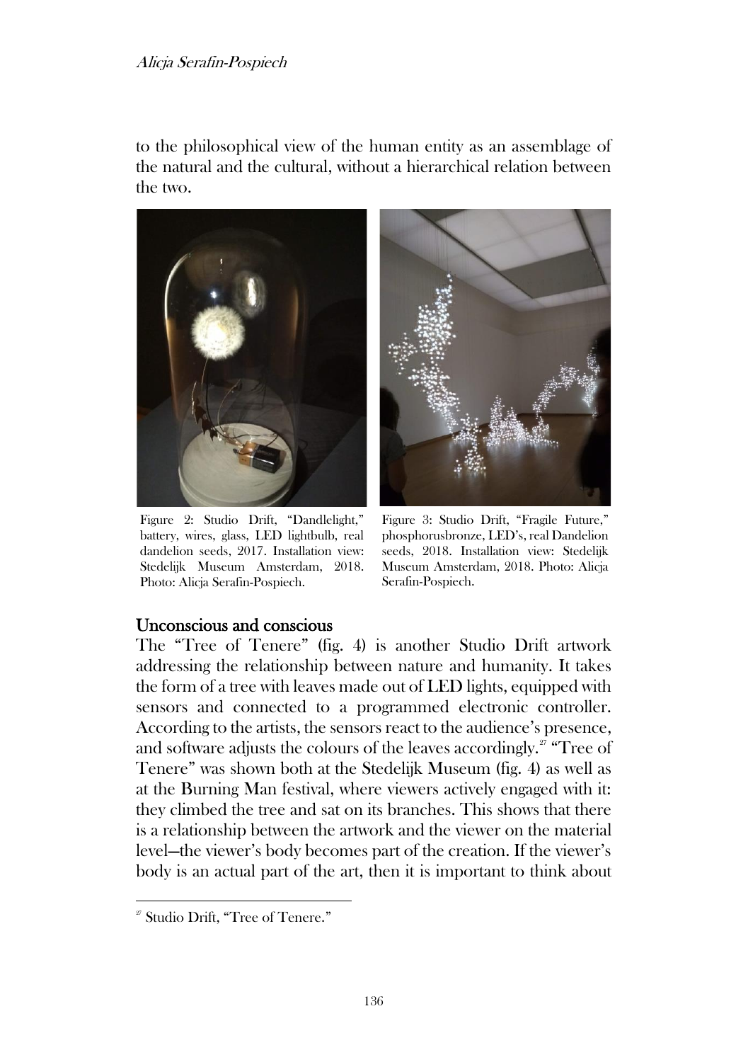to the philosophical view of the human entity as an assemblage of the natural and the cultural, without a hierarchical relation between the two.

Figure 2: Studio Drift, "Dandlelight," battery, wires, glass, LED lightbulb, real dandelion seeds, 2017. Installation view: Stedelijk Museum Amsterdam, 2018. Photo: Alicja Serafin-Pospiech.

Figure 3: Studio Drift, "Fragile Future," phosphorusbronze, LED's, real Dandelion seeds, 2018. Installation view: Stedelijk Museum Amsterdam, 2018. Photo: Alicja Serafin-Pospiech.

## Unconscious and conscious

The "Tree of Tenere" (fig. 4) is another Studio Drift artwork addressing the relationship between nature and humanity. It takes the form of a tree with leaves made out of LED lights, equipped with sensors and connected to a programmed electronic controller. According to the artists, the sensors react to the audience's presence, and software adjusts the colours of the leaves accordingly.[27] "Tree of Tenere" was shown both at the Stedelijk Museum (fig. 4) as well as at the Burning Man festival, where viewers actively engaged with it: they climbed the tree and sat on its branches. This shows that there is a relationship between the artwork and the viewer on the material level—the viewer's body becomes part of the creation. If the viewer's body is an actual part of the art, then it is important to think about

[27] Studio Drift, "Tree of Tenere."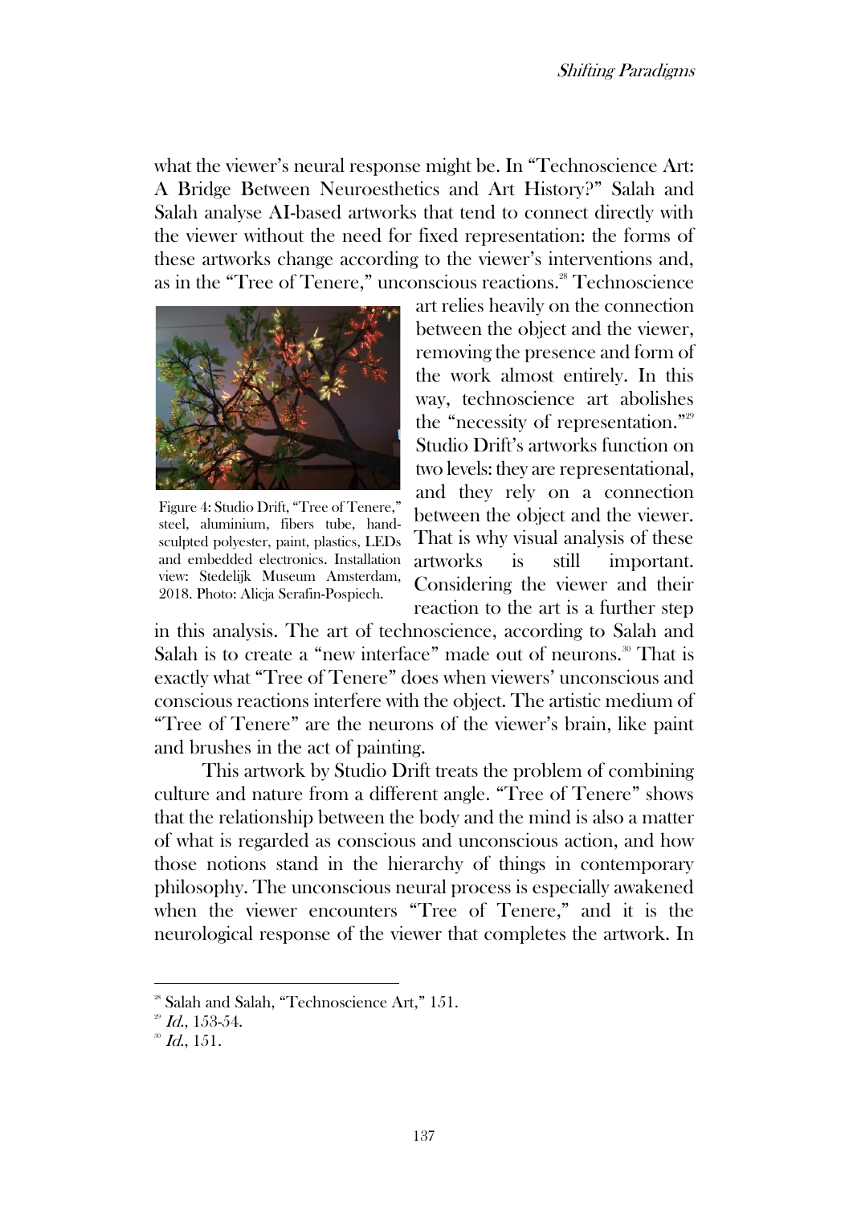what the viewer's neural response might be. In "Technoscience Art: A Bridge Between Neuroesthetics and Art History?" Salah and Salah analyse AI-based artworks that tend to connect directly with the viewer without the need for fixed representation: the forms of these artworks change according to the viewer's interventions and, as in the "Tree of Tenere," unconscious reactions.[28] Technoscience art relies heavily on the connection between the object and the viewer, removing the presence and form of the work almost entirely. In this way, technoscience art abolishes the "necessity of representation."[29] Studio Drift's artworks function on two levels: they are representational, and they rely on a connection between the object and the viewer. That is why visual analysis of these artworks is still important. Considering the viewer and their reaction to the art is a further step in this analysis. The art of technoscience, according to Salah and Salah is to create a "new interface" made out of neurons.[30] That is exactly what "Tree of Tenere" does when viewers' unconscious and conscious reactions interfere with the object. The artistic medium of "Tree of Tenere" are the neurons of the viewer's brain, like paint and brushes in the act of painting.

Figure 4: Studio Drift, "Tree of Tenere," steel, aluminium, fibers tube, hand-sculpted polyester, paint, plastics, LEDs and embedded electronics. Installation view: Stedelijk Museum Amsterdam, 2018. Photo: Alicja Serafin-Pospiech.

This artwork by Studio Drift treats the problem of combining culture and nature from a different angle. "Tree of Tenere" shows that the relationship between the body and the mind is also a matter of what is regarded as conscious and unconscious action, and how those notions stand in the hierarchy of things in contemporary philosophy. The unconscious neural process is especially awakened when the viewer encounters "Tree of Tenere," and it is the neurological response of the viewer that completes the artwork. In

---

[28] Salah and Salah, "Technoscience Art," 151.

[29] *Id.*, 153-54.

[30] *Id.*, 151.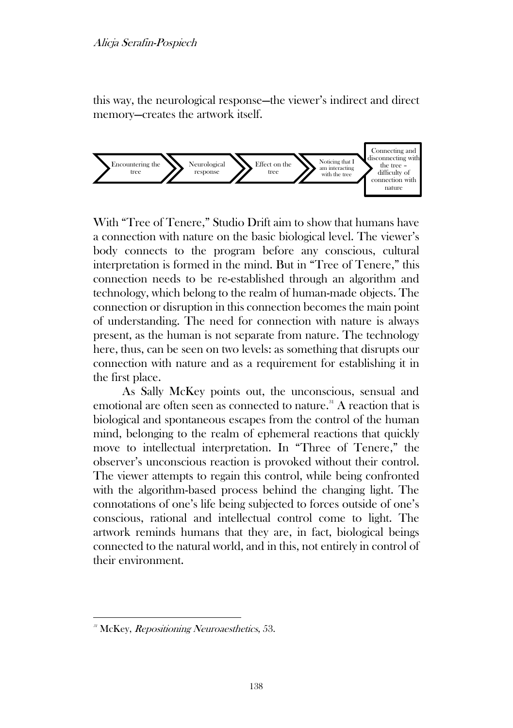this way, the neurological response—the viewer's indirect and direct memory—creates the artwork itself.

Encountering the tree → Neurological response → Effect on the tree → Noticing that I am interacting with the tree → Connecting and disconnecting with the tree – difficulty of connection with nature

With "Tree of Tenere," Studio Drift aim to show that humans have a connection with nature on the basic biological level. The viewer's body connects to the program before any conscious, cultural interpretation is formed in the mind. But in "Tree of Tenere," this connection needs to be re-established through an algorithm and technology, which belong to the realm of human-made objects. The connection or disruption in this connection becomes the main point of understanding. The need for connection with nature is always present, as the human is not separate from nature. The technology here, thus, can be seen on two levels: as something that disrupts our connection with nature and as a requirement for establishing it in the first place.

As Sally McKey points out, the unconscious, sensual and emotional are often seen as connected to nature.[31] A reaction that is biological and spontaneous escapes from the control of the human mind, belonging to the realm of ephemeral reactions that quickly move to intellectual interpretation. In "Three of Tenere," the observer's unconscious reaction is provoked without their control. The viewer attempts to regain this control, while being confronted with the algorithm-based process behind the changing light. The connotations of one's life being subjected to forces outside of one's conscious, rational and intellectual control come to light. The artwork reminds humans that they are, in fact, biological beings connected to the natural world, and in this, not entirely in control of their environment.

---

[31] McKey, *Repositioning Neuroaesthetics*, 53.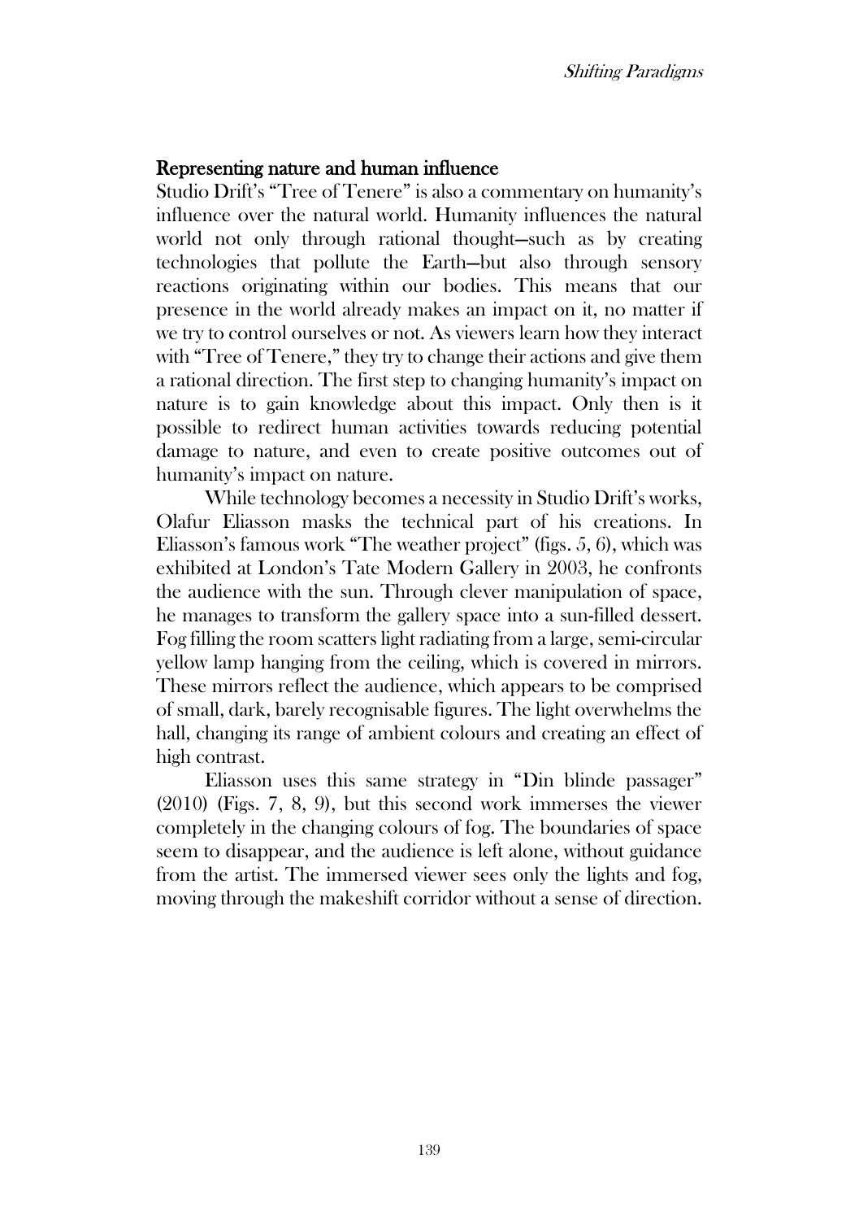## Representing nature and human influence

Studio Drift's "Tree of Tenere" is also a commentary on humanity's influence over the natural world. Humanity influences the natural world not only through rational thought—such as by creating technologies that pollute the Earth—but also through sensory reactions originating within our bodies. This means that our presence in the world already makes an impact on it, no matter if we try to control ourselves or not. As viewers learn how they interact with "Tree of Tenere," they try to change their actions and give them a rational direction. The first step to changing humanity's impact on nature is to gain knowledge about this impact. Only then is it possible to redirect human activities towards reducing potential damage to nature, and even to create positive outcomes out of humanity's impact on nature.

While technology becomes a necessity in Studio Drift's works, Olafur Eliasson masks the technical part of his creations. In Eliasson's famous work "The weather project" (figs. 5, 6), which was exhibited at London's Tate Modern Gallery in 2003, he confronts the audience with the sun. Through clever manipulation of space, he manages to transform the gallery space into a sun-filled dessert. Fog filling the room scatters light radiating from a large, semi-circular yellow lamp hanging from the ceiling, which is covered in mirrors. These mirrors reflect the audience, which appears to be comprised of small, dark, barely recognisable figures. The light overwhelms the hall, changing its range of ambient colours and creating an effect of high contrast.

Eliasson uses this same strategy in "Din blinde passager" (2010) (Figs. 7, 8, 9), but this second work immerses the viewer completely in the changing colours of fog. The boundaries of space seem to disappear, and the audience is left alone, without guidance from the artist. The immersed viewer sees only the lights and fog, moving through the makeshift corridor without a sense of direction.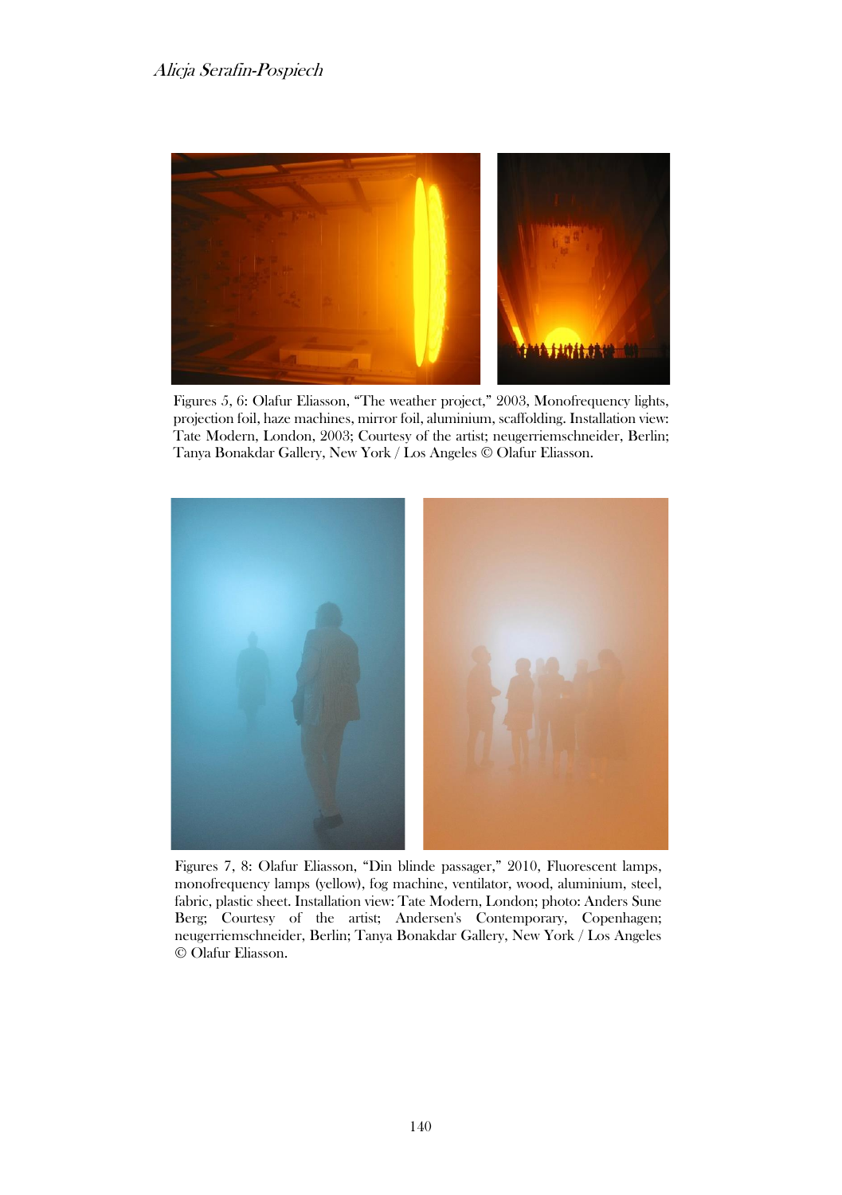Figures 5, 6: Olafur Eliasson, "The weather project," 2003, Monofrequency lights, projection foil, haze machines, mirror foil, aluminium, scaffolding. Installation view: Tate Modern, London, 2003; Courtesy of the artist; neugerriemschneider, Berlin; Tanya Bonakdar Gallery, New York / Los Angeles © Olafur Eliasson.

Figures 7, 8: Olafur Eliasson, "Din blinde passager," 2010, Fluorescent lamps, monofrequency lamps (yellow), fog machine, ventilator, wood, aluminium, steel, fabric, plastic sheet. Installation view: Tate Modern, London; photo: Anders Sune Berg; Courtesy of the artist; Andersen's Contemporary, Copenhagen; neugerriemschneider, Berlin; Tanya Bonakdar Gallery, New York / Los Angeles © Olafur Eliasson.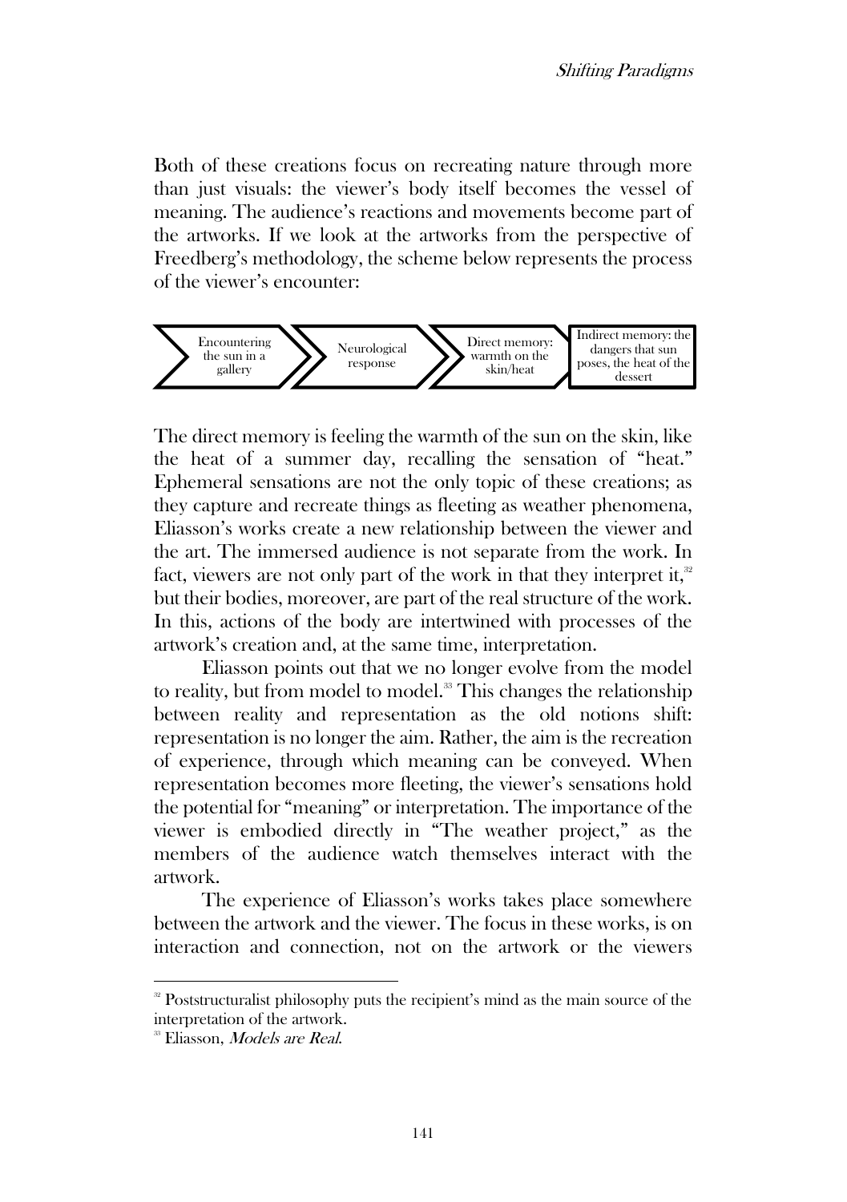Both of these creations focus on recreating nature through more than just visuals: the viewer's body itself becomes the vessel of meaning. The audience's reactions and movements become part of the artworks. If we look at the artworks from the perspective of Freedberg's methodology, the scheme below represents the process of the viewer's encounter:

Encountering the sun in a gallery → Neurological response → Direct memory: warmth on the skin/heat → Indirect memory: the dangers that sun poses, the heat of the dessert

The direct memory is feeling the warmth of the sun on the skin, like the heat of a summer day, recalling the sensation of "heat." Ephemeral sensations are not the only topic of these creations; as they capture and recreate things as fleeting as weather phenomena, Eliasson's works create a new relationship between the viewer and the art. The immersed audience is not separate from the work. In fact, viewers are not only part of the work in that they interpret it,[32] but their bodies, moreover, are part of the real structure of the work. In this, actions of the body are intertwined with processes of the artwork's creation and, at the same time, interpretation.

Eliasson points out that we no longer evolve from the model to reality, but from model to model.[33] This changes the relationship between reality and representation as the old notions shift: representation is no longer the aim. Rather, the aim is the recreation of experience, through which meaning can be conveyed. When representation becomes more fleeting, the viewer's sensations hold the potential for "meaning" or interpretation. The importance of the viewer is embodied directly in "The weather project," as the members of the audience watch themselves interact with the artwork.

The experience of Eliasson's works takes place somewhere between the artwork and the viewer. The focus in these works, is on interaction and connection, not on the artwork or the viewers

---

[32] Poststructuralist philosophy puts the recipient's mind as the main source of the interpretation of the artwork.

[33] Eliasson, *Models are Real*.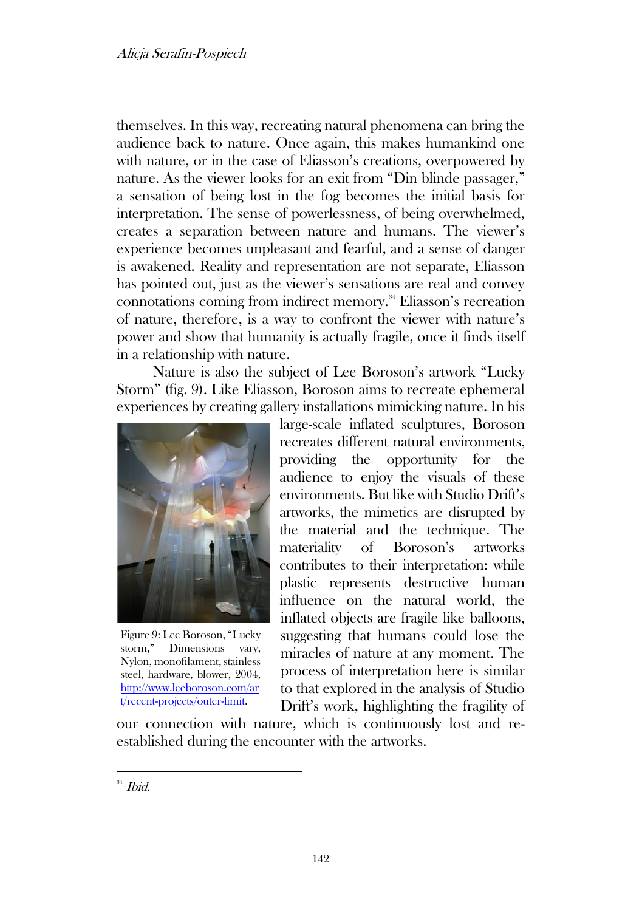themselves. In this way, recreating natural phenomena can bring the audience back to nature. Once again, this makes humankind one with nature, or in the case of Eliasson's creations, overpowered by nature. As the viewer looks for an exit from "Din blinde passager," a sensation of being lost in the fog becomes the initial basis for interpretation. The sense of powerlessness, of being overwhelmed, creates a separation between nature and humans. The viewer's experience becomes unpleasant and fearful, and a sense of danger is awakened. Reality and representation are not separate, Eliasson has pointed out, just as the viewer's sensations are real and convey connotations coming from indirect memory.[34] Eliasson's recreation of nature, therefore, is a way to confront the viewer with nature's power and show that humanity is actually fragile, once it finds itself in a relationship with nature.

Nature is also the subject of Lee Boroson's artwork "Lucky Storm" (fig. 9). Like Eliasson, Boroson aims to recreate ephemeral experiences by creating gallery installations mimicking nature. In his large-scale inflated sculptures, Boroson recreates different natural environments, providing the opportunity for the audience to enjoy the visuals of these environments. But like with Studio Drift's artworks, the mimetics are disrupted by the material and the technique. The materiality of Boroson's artworks contributes to their interpretation: while plastic represents destructive human influence on the natural world, the inflated objects are fragile like balloons, suggesting that humans could lose the miracles of nature at any moment. The process of interpretation here is similar to that explored in the analysis of Studio Drift's work, highlighting the fragility of our connection with nature, which is continuously lost and re-established during the encounter with the artworks.

Figure 9: Lee Boroson, "Lucky storm," Dimensions vary, Nylon, monofilament, stainless steel, hardware, blower, 2004, http://www.leeboroson.com/art/recent-projects/outer-limit.

---

[34] *Ibid.*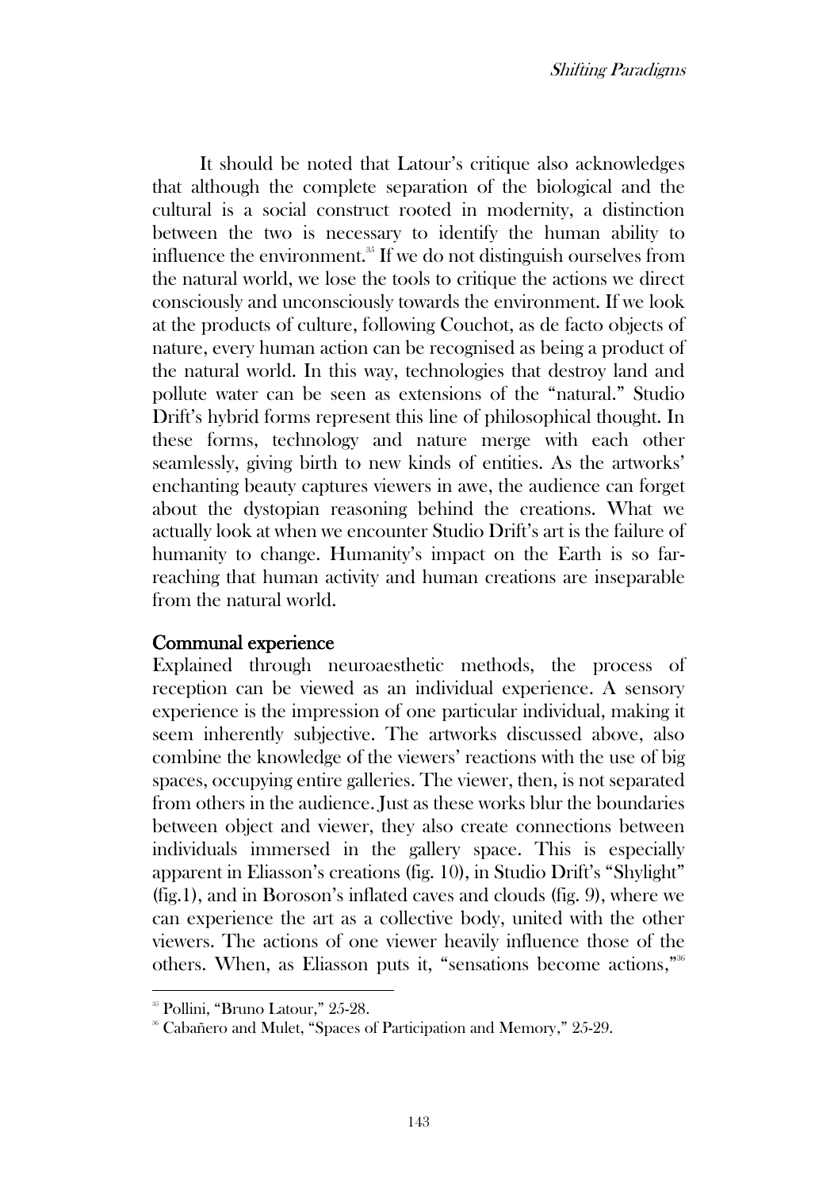It should be noted that Latour's critique also acknowledges that although the complete separation of the biological and the cultural is a social construct rooted in modernity, a distinction between the two is necessary to identify the human ability to influence the environment.[35] If we do not distinguish ourselves from the natural world, we lose the tools to critique the actions we direct consciously and unconsciously towards the environment. If we look at the products of culture, following Couchot, as de facto objects of nature, every human action can be recognised as being a product of the natural world. In this way, technologies that destroy land and pollute water can be seen as extensions of the "natural." Studio Drift's hybrid forms represent this line of philosophical thought. In these forms, technology and nature merge with each other seamlessly, giving birth to new kinds of entities. As the artworks' enchanting beauty captures viewers in awe, the audience can forget about the dystopian reasoning behind the creations. What we actually look at when we encounter Studio Drift's art is the failure of humanity to change. Humanity's impact on the Earth is so far-reaching that human activity and human creations are inseparable from the natural world.

## Communal experience

Explained through neuroaesthetic methods, the process of reception can be viewed as an individual experience. A sensory experience is the impression of one particular individual, making it seem inherently subjective. The artworks discussed above, also combine the knowledge of the viewers' reactions with the use of big spaces, occupying entire galleries. The viewer, then, is not separated from others in the audience. Just as these works blur the boundaries between object and viewer, they also create connections between individuals immersed in the gallery space. This is especially apparent in Eliasson's creations (fig. 10), in Studio Drift's "Shylight" (fig.1), and in Boroson's inflated caves and clouds (fig. 9), where we can experience the art as a collective body, united with the other viewers. The actions of one viewer heavily influence those of the others. When, as Eliasson puts it, "sensations become actions,"[36]

---

[35] Pollini, "Bruno Latour," 25-28.

[36] Cabañero and Mulet, "Spaces of Participation and Memory," 25-29.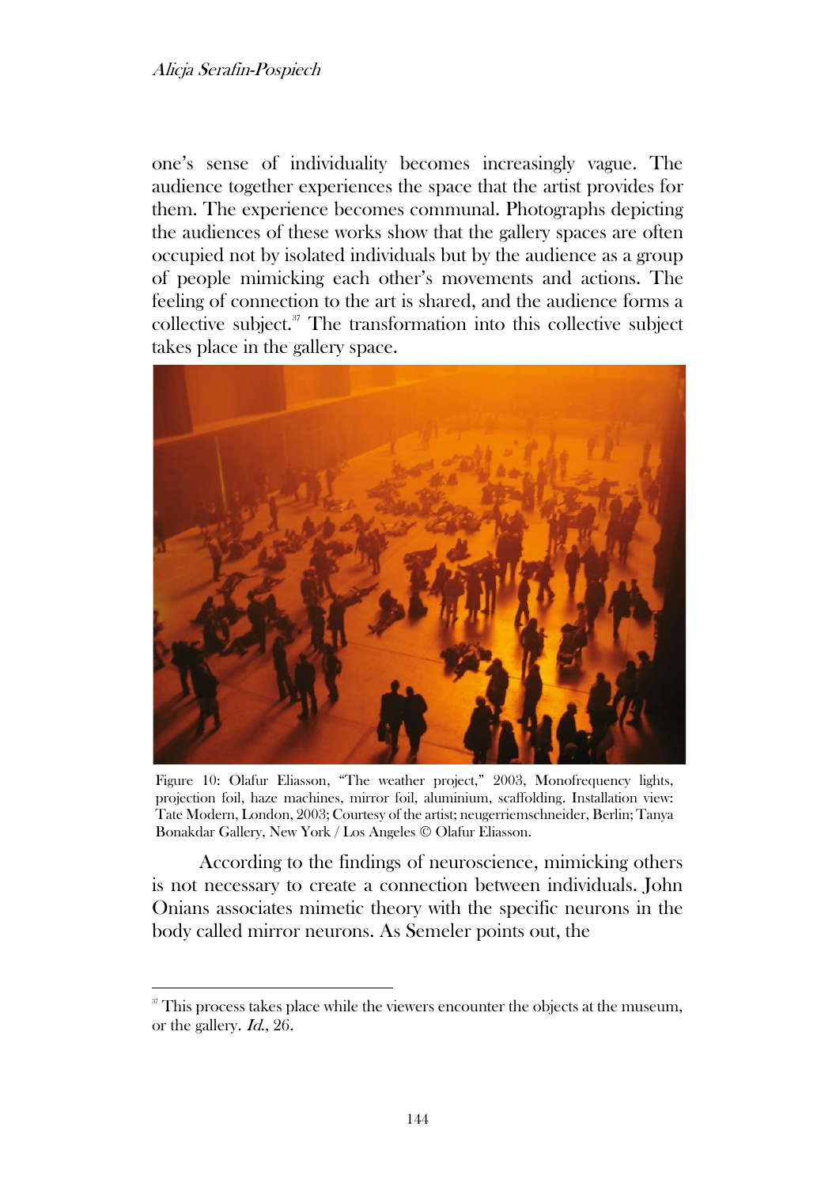one's sense of individuality becomes increasingly vague. The audience together experiences the space that the artist provides for them. The experience becomes communal. Photographs depicting the audiences of these works show that the gallery spaces are often occupied not by isolated individuals but by the audience as a group of people mimicking each other's movements and actions. The feeling of connection to the art is shared, and the audience forms a collective subject.[37] The transformation into this collective subject takes place in the gallery space.

Figure 10: Olafur Eliasson, "The weather project," 2003, Monofrequency lights, projection foil, haze machines, mirror foil, aluminium, scaffolding. Installation view: Tate Modern, London, 2003; Courtesy of the artist; neugerriemschneider, Berlin; Tanya Bonakdar Gallery, New York / Los Angeles © Olafur Eliasson.

According to the findings of neuroscience, mimicking others is not necessary to create a connection between individuals. John Onians associates mimetic theory with the specific neurons in the body called mirror neurons. As Semeler points out, the

[37] This process takes place while the viewers encounter the objects at the museum, or the gallery. *Id.*, 26.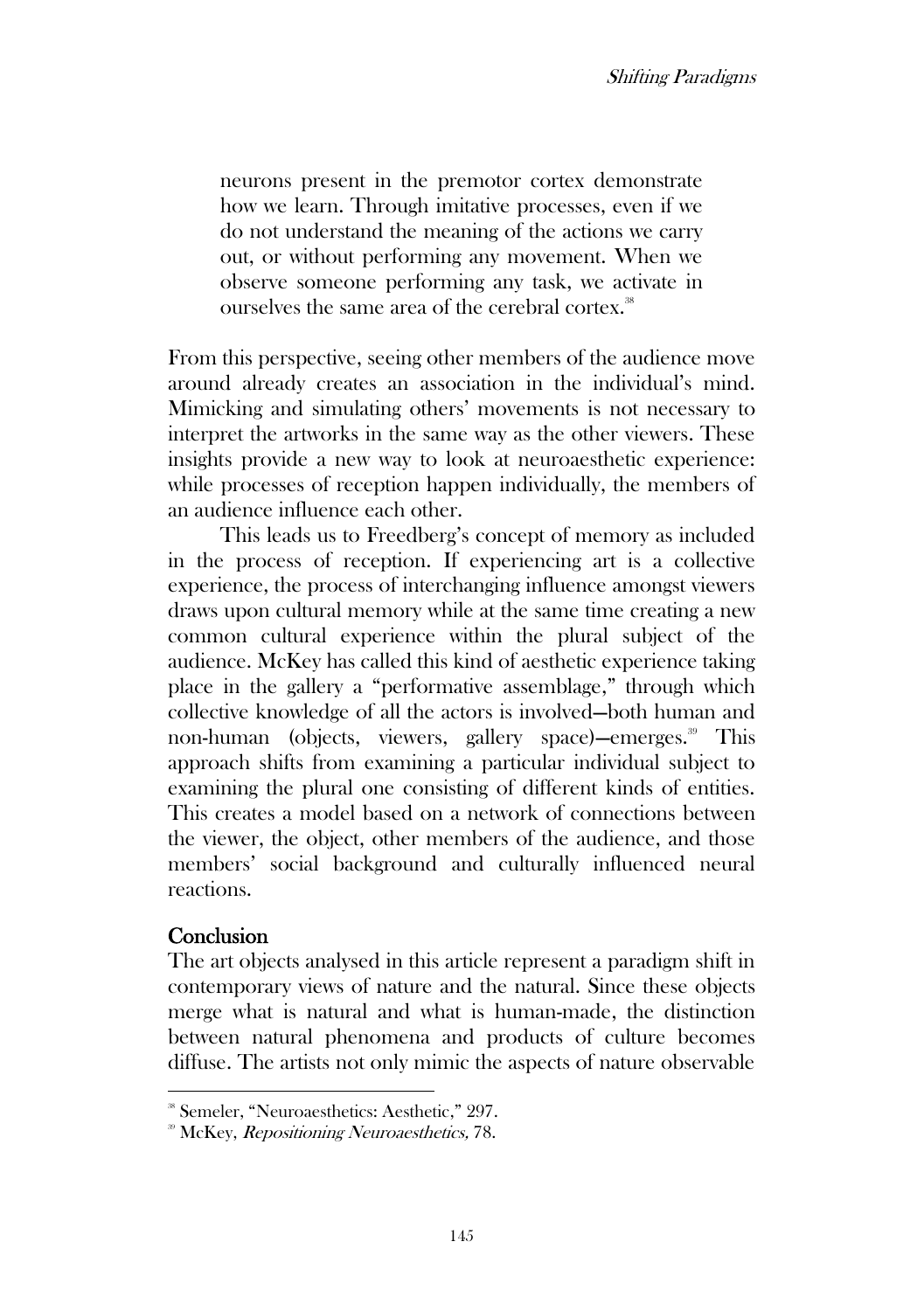> neurons present in the premotor cortex demonstrate how we learn. Through imitative processes, even if we do not understand the meaning of the actions we carry out, or without performing any movement. When we observe someone performing any task, we activate in ourselves the same area of the cerebral cortex.[38]

From this perspective, seeing other members of the audience move around already creates an association in the individual's mind. Mimicking and simulating others' movements is not necessary to interpret the artworks in the same way as the other viewers. These insights provide a new way to look at neuroaesthetic experience: while processes of reception happen individually, the members of an audience influence each other.

This leads us to Freedberg's concept of memory as included in the process of reception. If experiencing art is a collective experience, the process of interchanging influence amongst viewers draws upon cultural memory while at the same time creating a new common cultural experience within the plural subject of the audience. McKey has called this kind of aesthetic experience taking place in the gallery a "performative assemblage," through which collective knowledge of all the actors is involved—both human and non-human (objects, viewers, gallery space)—emerges.[39] This approach shifts from examining a particular individual subject to examining the plural one consisting of different kinds of entities. This creates a model based on a network of connections between the viewer, the object, other members of the audience, and those members' social background and culturally influenced neural reactions.

## Conclusion

The art objects analysed in this article represent a paradigm shift in contemporary views of nature and the natural. Since these objects merge what is natural and what is human-made, the distinction between natural phenomena and products of culture becomes diffuse. The artists not only mimic the aspects of nature observable

---

[38] Semeler, "Neuroaesthetics: Aesthetic," 297.

[39] McKey, *Repositioning Neuroaesthetics,* 78.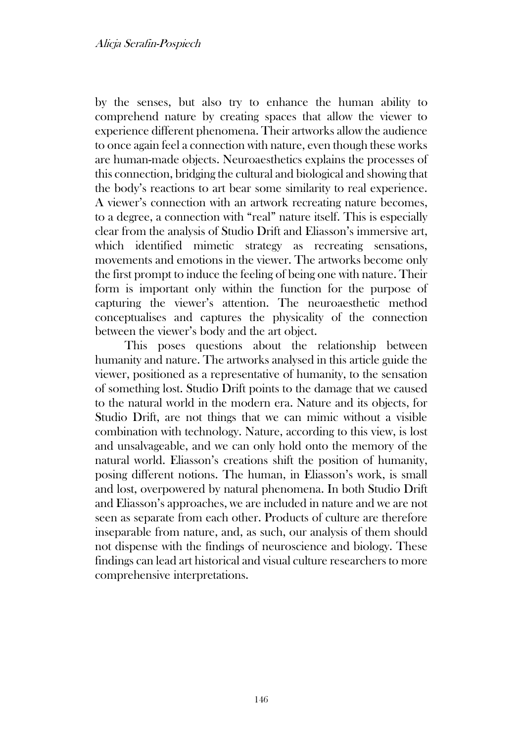by the senses, but also try to enhance the human ability to comprehend nature by creating spaces that allow the viewer to experience different phenomena. Their artworks allow the audience to once again feel a connection with nature, even though these works are human-made objects. Neuroaesthetics explains the processes of this connection, bridging the cultural and biological and showing that the body's reactions to art bear some similarity to real experience. A viewer's connection with an artwork recreating nature becomes, to a degree, a connection with "real" nature itself. This is especially clear from the analysis of Studio Drift and Eliasson's immersive art, which identified mimetic strategy as recreating sensations, movements and emotions in the viewer. The artworks become only the first prompt to induce the feeling of being one with nature. Their form is important only within the function for the purpose of capturing the viewer's attention. The neuroaesthetic method conceptualises and captures the physicality of the connection between the viewer's body and the art object.

This poses questions about the relationship between humanity and nature. The artworks analysed in this article guide the viewer, positioned as a representative of humanity, to the sensation of something lost. Studio Drift points to the damage that we caused to the natural world in the modern era. Nature and its objects, for Studio Drift, are not things that we can mimic without a visible combination with technology. Nature, according to this view, is lost and unsalvageable, and we can only hold onto the memory of the natural world. Eliasson's creations shift the position of humanity, posing different notions. The human, in Eliasson's work, is small and lost, overpowered by natural phenomena. In both Studio Drift and Eliasson's approaches, we are included in nature and we are not seen as separate from each other. Products of culture are therefore inseparable from nature, and, as such, our analysis of them should not dispense with the findings of neuroscience and biology. These findings can lead art historical and visual culture researchers to more comprehensive interpretations.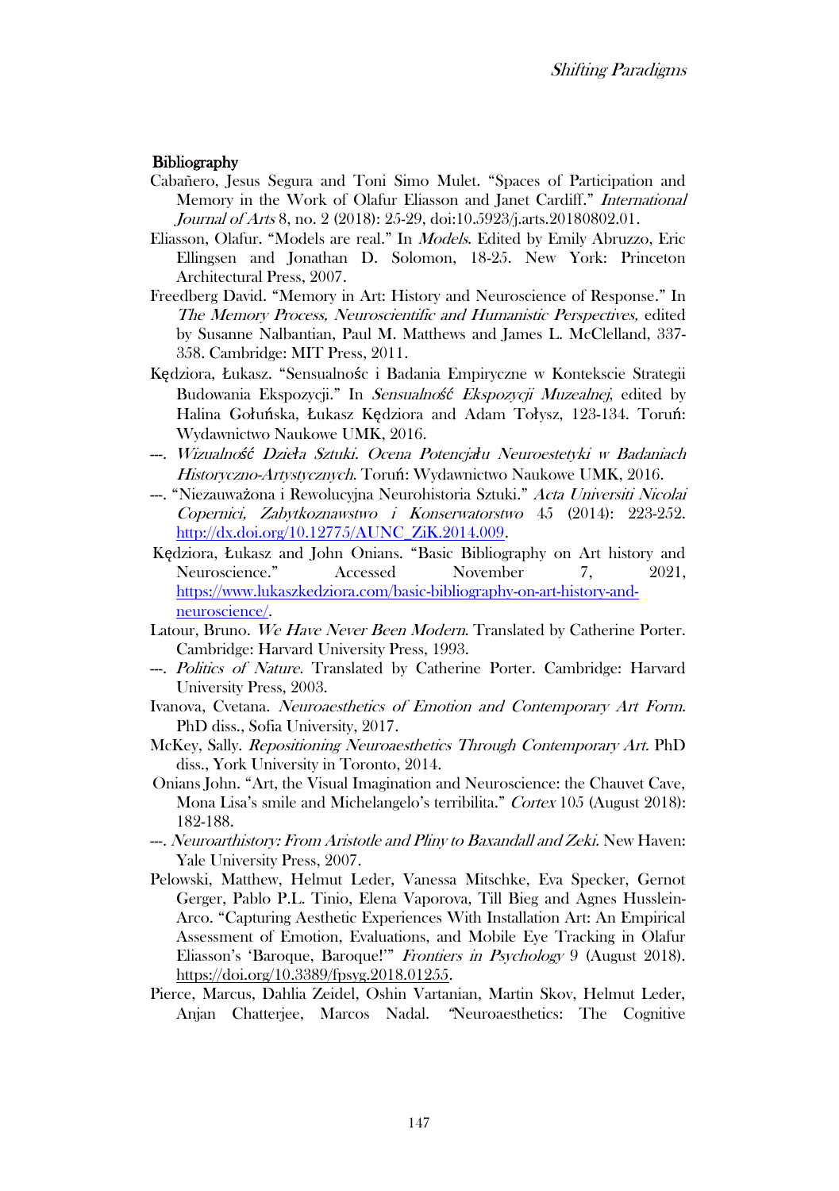**Bibliography**

Cabañero, Jesus Segura and Toni Simo Mulet. "Spaces of Participation and Memory in the Work of Olafur Eliasson and Janet Cardiff." *International Journal of Arts* 8, no. 2 (2018): 25-29, doi:10.5923/j.arts.20180802.01.

Eliasson, Olafur. "Models are real." In *Models*. Edited by Emily Abruzzo, Eric Ellingsen and Jonathan D. Solomon, 18-25. New York: Princeton Architectural Press, 2007.

Freedberg David. "Memory in Art: History and Neuroscience of Response." In *The Memory Process, Neuroscientific and Humanistic Perspectives,* edited by Susanne Nalbantian, Paul M. Matthews and James L. McClelland, 337-358. Cambridge: MIT Press, 2011.

Kędziora, Łukasz. "Sensualnośc i Badania Empiryczne w Kontekscie Strategii Budowania Ekspozycji." In *Sensualność Ekspozycji Muzealnej,* edited by Halina Gołuńska, Łukasz Kędziora and Adam Tołysz, 123-134. Toruń: Wydawnictwo Naukowe UMK, 2016.

---. *Wizualność Dzieła Sztuki. Ocena Potencjału Neuroestetyki w Badaniach Historyczno-Artystycznych*. Toruń: Wydawnictwo Naukowe UMK, 2016.

---. "Niezauważona i Rewolucyjna Neurohistoria Sztuki." *Acta Universiti Nicolai Copernici, Zabytkoznawstwo i Konserwatorstwo* 45 (2014): 223-252. http://dx.doi.org/10.12775/AUNC_ZiK.2014.009.

Kędziora, Łukasz and John Onians. "Basic Bibliography on Art history and Neuroscience." Accessed November 7, 2021, https://www.lukaszkedziora.com/basic-bibliography-on-art-history-and-neuroscience/.

Latour, Bruno. *We Have Never Been Modern*. Translated by Catherine Porter. Cambridge: Harvard University Press, 1993.

---. *Politics of Nature*. Translated by Catherine Porter. Cambridge: Harvard University Press, 2003.

Ivanova, Cvetana. *Neuroaesthetics of Emotion and Contemporary Art Form*. PhD diss., Sofia University, 2017.

McKey, Sally. *Repositioning Neuroaesthetics Through Contemporary Art.* PhD diss., York University in Toronto, 2014.

Onians John. "Art, the Visual Imagination and Neuroscience: the Chauvet Cave, Mona Lisa's smile and Michelangelo's terribilita." *Cortex* 105 (August 2018): 182-188.

---. *Neuroarthistory: From Aristotle and Pliny to Baxandall and Zeki.* New Haven: Yale University Press, 2007.

Pelowski, Matthew, Helmut Leder, Vanessa Mitschke, Eva Specker, Gernot Gerger, Pablo P.L. Tinio, Elena Vaporova, Till Bieg and Agnes Husslein-Arco. "Capturing Aesthetic Experiences With Installation Art: An Empirical Assessment of Emotion, Evaluations, and Mobile Eye Tracking in Olafur Eliasson's 'Baroque, Baroque!'" *Frontiers in Psychology* 9 (August 2018). https://doi.org/10.3389/fpsyg.2018.01255.

Pierce, Marcus, Dahlia Zeidel, Oshin Vartanian, Martin Skov, Helmut Leder, Anjan Chatterjee, Marcos Nadal. "Neuroaesthetics: The Cognitive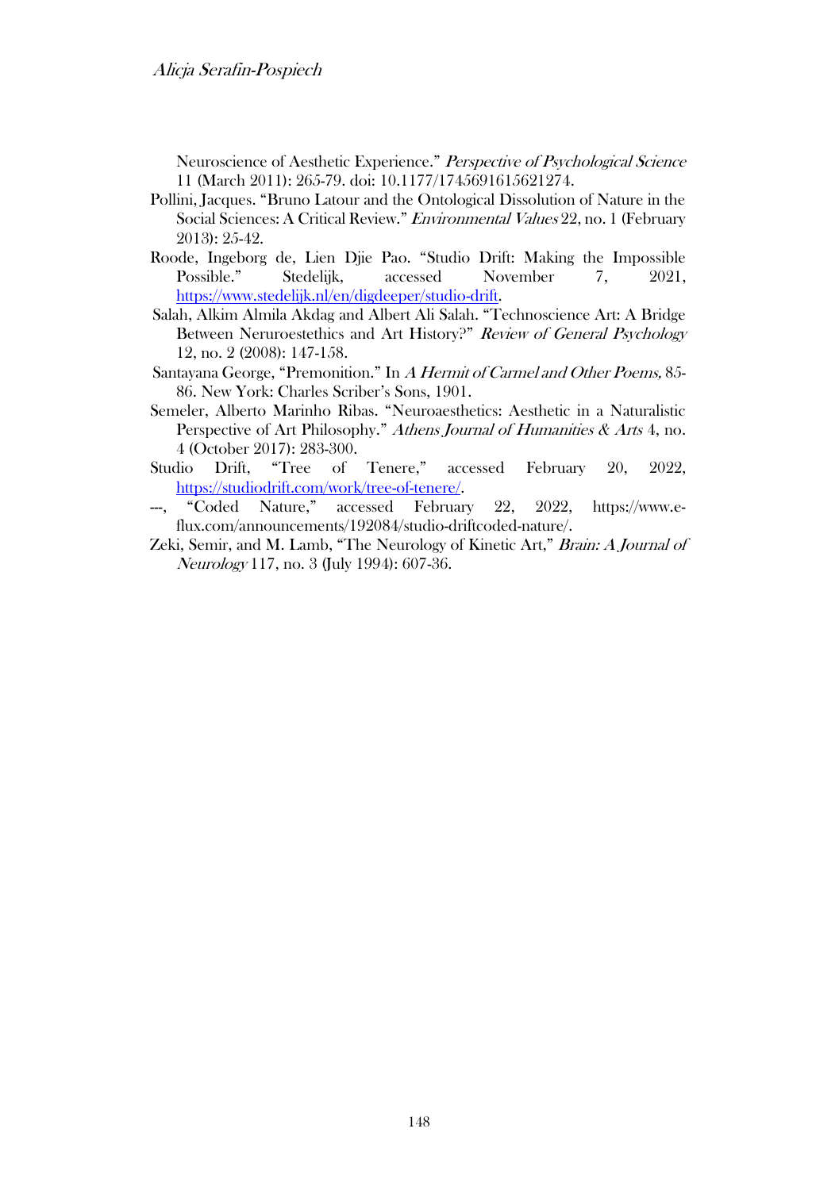Neuroscience of Aesthetic Experience." *Perspective of Psychological Science* 11 (March 2011): 265-79. doi: 10.1177/1745691615621274.

Pollini, Jacques. "Bruno Latour and the Ontological Dissolution of Nature in the Social Sciences: A Critical Review." *Environmental Values* 22, no. 1 (February 2013): 25-42.

Roode, Ingeborg de, Lien Djie Pao. "Studio Drift: Making the Impossible Possible." Stedelijk, accessed November 7, 2021, [https://www.stedelijk.nl/en/digdeeper/studio-drift](https://www.stedelijk.nl/en/digdeeper/studio-drift).

Salah, Alkim Almila Akdag and Albert Ali Salah. "Technoscience Art: A Bridge Between Neruroestethics and Art History?" *Review of General Psychology* 12, no. 2 (2008): 147-158.

Santayana George, "Premonition." In *A Hermit of Carmel and Other Poems,* 85-86. New York: Charles Scriber's Sons, 1901.

Semeler, Alberto Marinho Ribas. "Neuroaesthetics: Aesthetic in a Naturalistic Perspective of Art Philosophy." *Athens Journal of Humanities & Arts* 4, no. 4 (October 2017): 283-300.

Studio Drift, "Tree of Tenere," accessed February 20, 2022, [https://studiodrift.com/work/tree-of-tenere/](https://studiodrift.com/work/tree-of-tenere/).

---, "Coded Nature," accessed February 22, 2022, https://www.e-flux.com/announcements/192084/studio-driftcoded-nature/.

Zeki, Semir, and M. Lamb, "The Neurology of Kinetic Art," *Brain: A Journal of Neurology* 117, no. 3 (July 1994): 607-36.